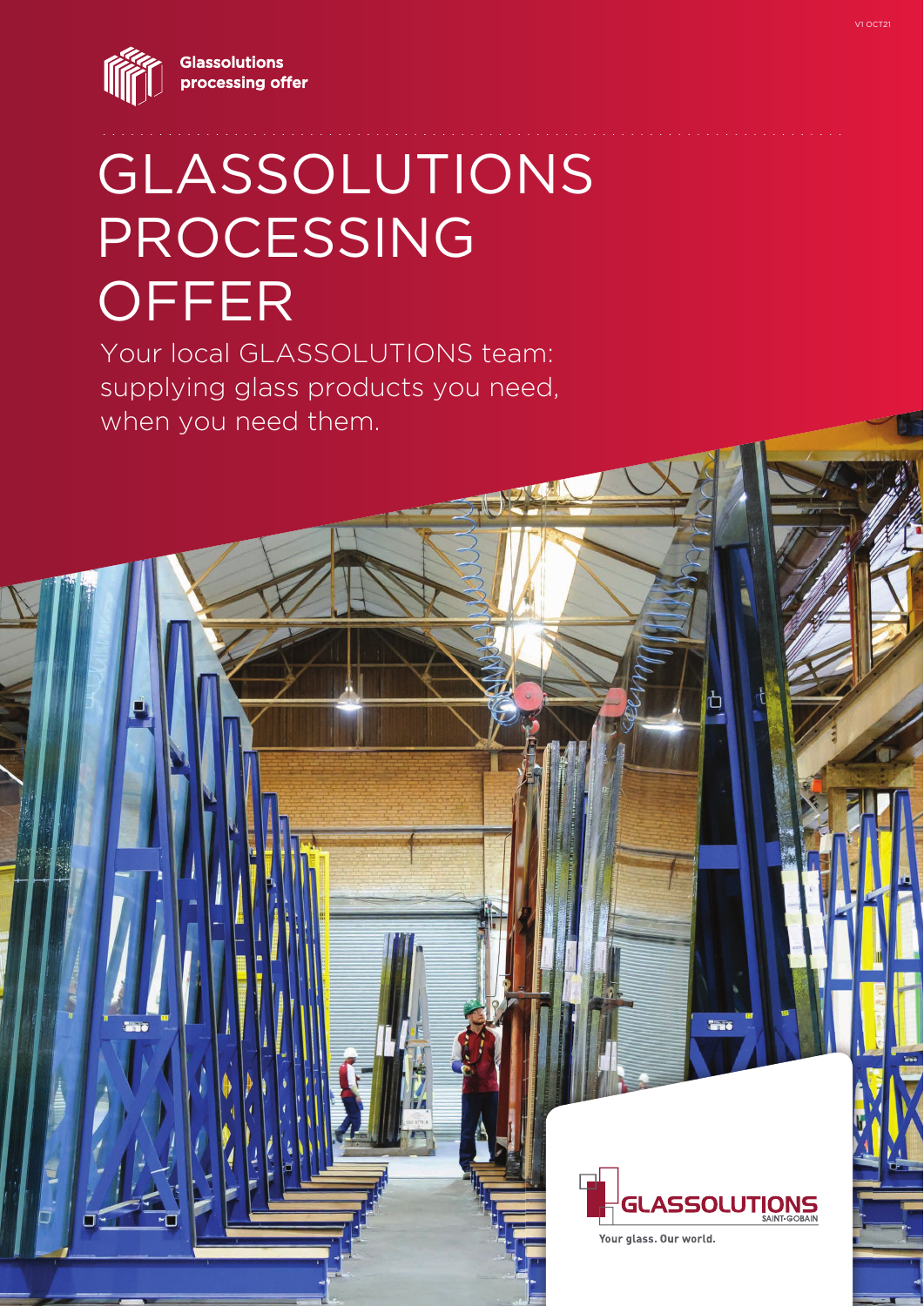Glassolutions processing offer

# GLASSOLUTIONS PROCESSING OFFER

Your local GLASSOLUTIONS team: supplying glass products you need, when you need them.

GLASSOLUTIONS SAINT-GOBAIN

Your glass. Our world.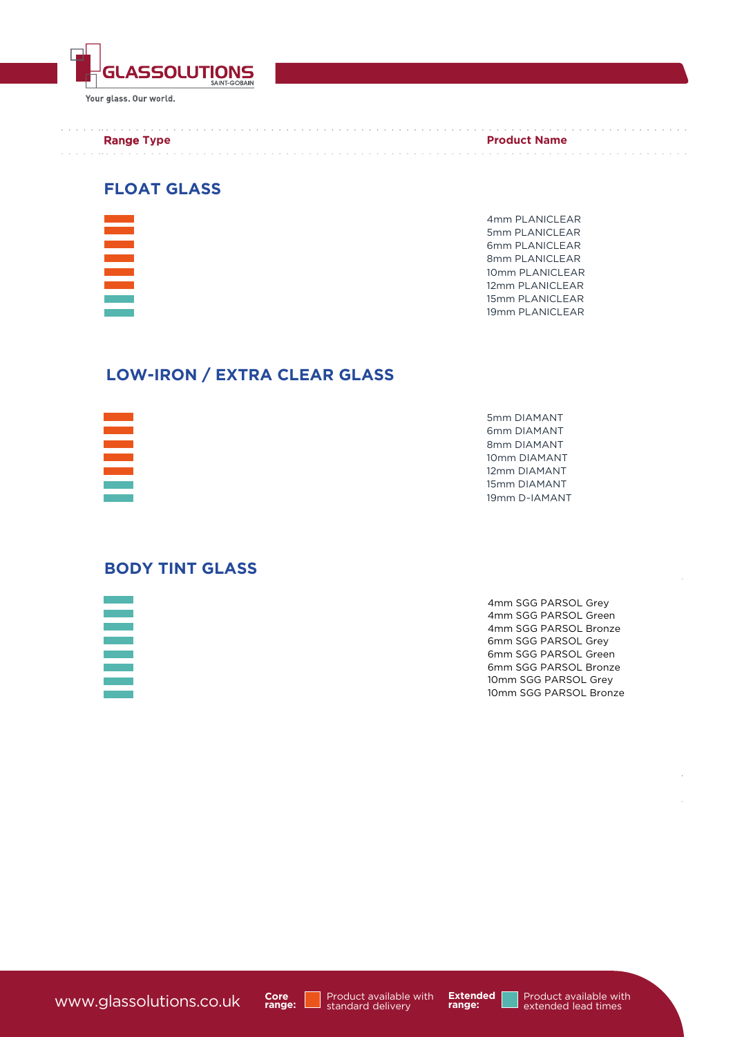| Range Type | Product Name |
|---|---|

## FLOAT GLASS

| Range Type | Product Name |
|---|---|
| Core range | 4mm PLANICLEAR |
| Core range | 5mm PLANICLEAR |
| Core range | 6mm PLANICLEAR |
| Core range | 8mm PLANICLEAR |
| Core range | 10mm PLANICLEAR |
| Core range | 12mm PLANICLEAR |
| Extended range | 15mm PLANICLEAR |
| Extended range | 19mm PLANICLEAR |

## LOW-IRON / EXTRA CLEAR GLASS

| Range Type | Product Name |
|---|---|
| Core range | 5mm DIAMANT |
| Core range | 6mm DIAMANT |
| Core range | 8mm DIAMANT |
| Core range | 10mm DIAMANT |
| Core range | 12mm DIAMANT |
| Extended range | 15mm DIAMANT |
| Extended range | 19mm D-IAMANT |

## BODY TINT GLASS

| Range Type | Product Name |
|---|---|
| Extended range | 4mm SGG PARSOL Grey |
| Extended range | 4mm SGG PARSOL Green |
| Extended range | 4mm SGG PARSOL Bronze |
| Extended range | 6mm SGG PARSOL Grey |
| Extended range | 6mm SGG PARSOL Green |
| Extended range | 6mm SGG PARSOL Bronze |
| Extended range | 10mm SGG PARSOL Grey |
| Extended range | 10mm SGG PARSOL Bronze |

www.glassolutions.co.uk

**Core range:** Product available with standard delivery

**Extended range:** Product available with extended lead times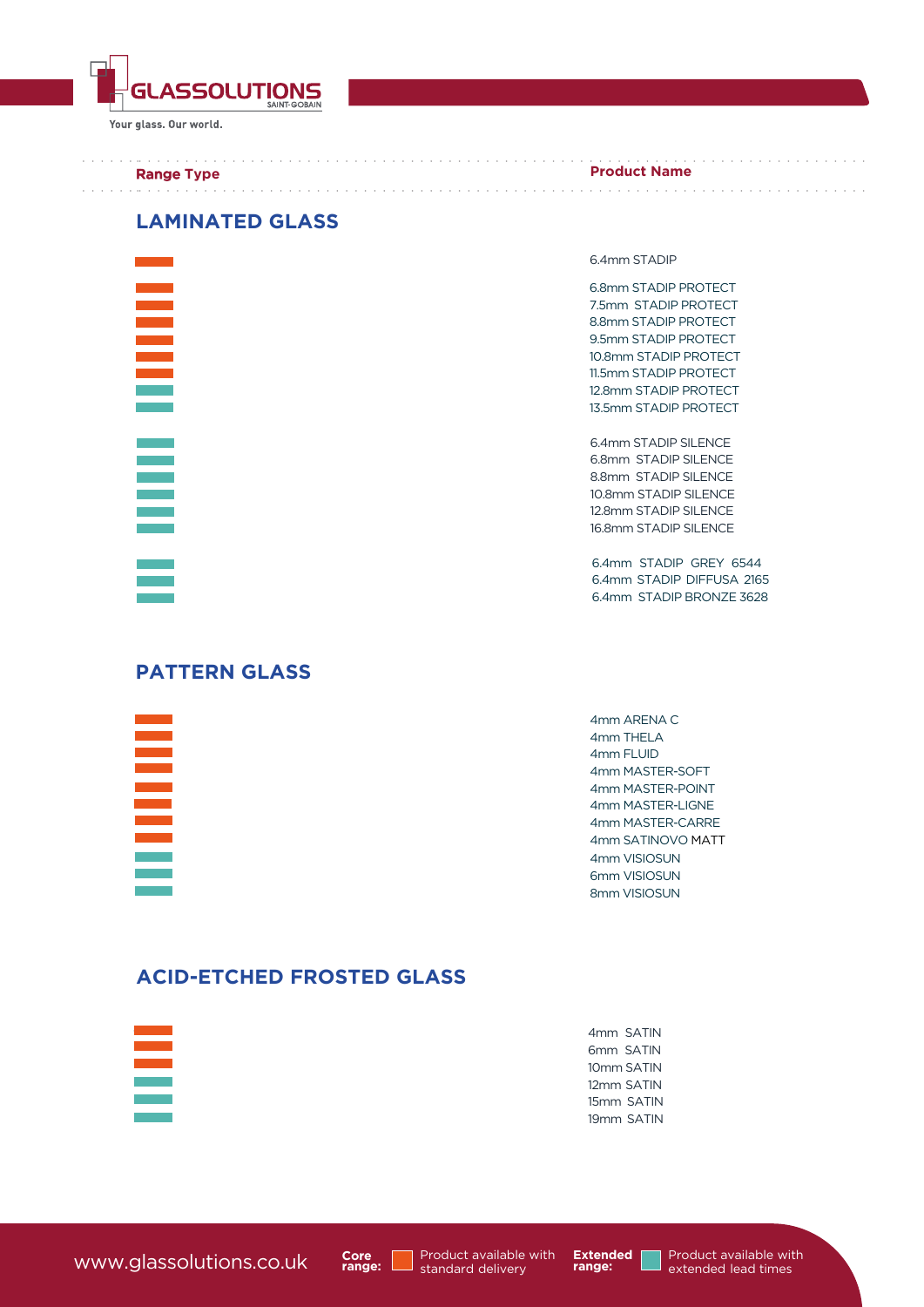| Range Type | Product Name |
|---|---|

## LAMINATED GLASS

| Range Type | Product Name |
|---|---|
| Core | 6.4mm STADIP |
| Core | 6.8mm STADIP PROTECT |
| Core | 7.5mm STADIP PROTECT |
| Core | 8.8mm STADIP PROTECT |
| Core | 9.5mm STADIP PROTECT |
| Core | 10.8mm STADIP PROTECT |
| Core | 11.5mm STADIP PROTECT |
| Extended | 12.8mm STADIP PROTECT |
| Extended | 13.5mm STADIP PROTECT |
| Extended | 6.4mm STADIP SILENCE |
| Extended | 6.8mm STADIP SILENCE |
| Extended | 8.8mm STADIP SILENCE |
| Extended | 10.8mm STADIP SILENCE |
| Extended | 12.8mm STADIP SILENCE |
| Extended | 16.8mm STADIP SILENCE |
| Extended | 6.4mm STADIP GREY 6544 |
| Extended | 6.4mm STADIP DIFFUSA 2165 |
| Extended | 6.4mm STADIP BRONZE 3628 |

## PATTERN GLASS

| Range Type | Product Name |
|---|---|
| Core | 4mm ARENA C |
| Core | 4mm THELA |
| Core | 4mm FLUID |
| Core | 4mm MASTER-SOFT |
| Core | 4mm MASTER-POINT |
| Core | 4mm MASTER-LIGNE |
| Core | 4mm MASTER-CARRE |
| Core | 4mm SATINOVO MATT |
| Extended | 4mm VISIOSUN |
| Extended | 6mm VISIOSUN |
| Extended | 8mm VISIOSUN |

## ACID-ETCHED FROSTED GLASS

| Range Type | Product Name |
|---|---|
| Core | 4mm SATIN |
| Core | 6mm SATIN |
| Core | 10mm SATIN |
| Extended | 12mm SATIN |
| Extended | 15mm SATIN |
| Extended | 19mm SATIN |

www.glassolutions.co.uk

**Core range:** Product available with standard delivery

**Extended range:** Product available with extended lead times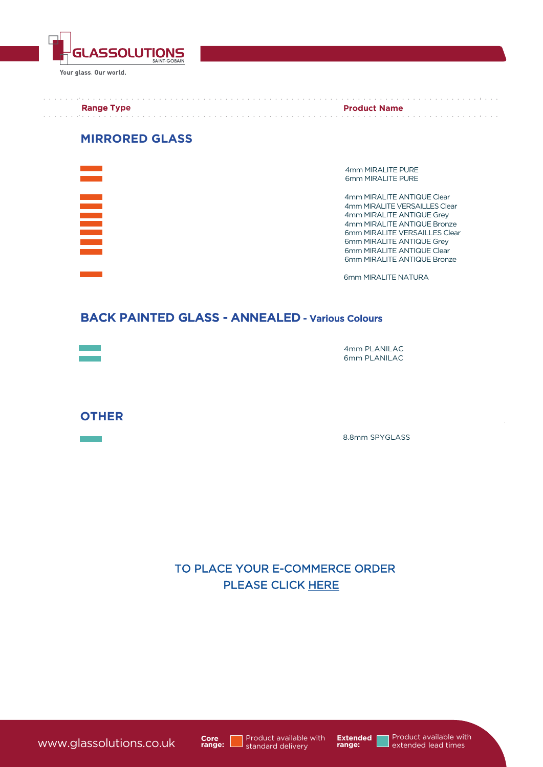| Range Type | Product Name |
| --- | --- |

## MIRRORED GLASS

| Range Type | Product Name |
| --- | --- |
| Core | 4mm MIRALITE PURE |
| Core | 6mm MIRALITE PURE |
| Core | 4mm MIRALITE ANTIQUE Clear |
| Core | 4mm MIRALITE VERSAILLES Clear |
| Core | 4mm MIRALITE ANTIQUE Grey |
| Core | 4mm MIRALITE ANTIQUE Bronze |
| Core | 6mm MIRALITE VERSAILLES Clear |
| Core | 6mm MIRALITE ANTIQUE Grey |
| Core | 6mm MIRALITE ANTIQUE Clear |
| Core | 6mm MIRALITE ANTIQUE Bronze |
| Core | 6mm MIRALITE NATURA |

## BACK PAINTED GLASS - ANNEALED - Various Colours

| Range Type | Product Name |
| --- | --- |
| Extended | 4mm PLANILAC |
| Extended | 6mm PLANILAC |

## OTHER

| Range Type | Product Name |
| --- | --- |
| Extended | 8.8mm SPYGLASS |

TO PLACE YOUR E-COMMERCE ORDER
PLEASE CLICK HERE

www.glassolutions.co.uk

**Core range:** Product available with standard delivery

**Extended range:** Product available with extended lead times